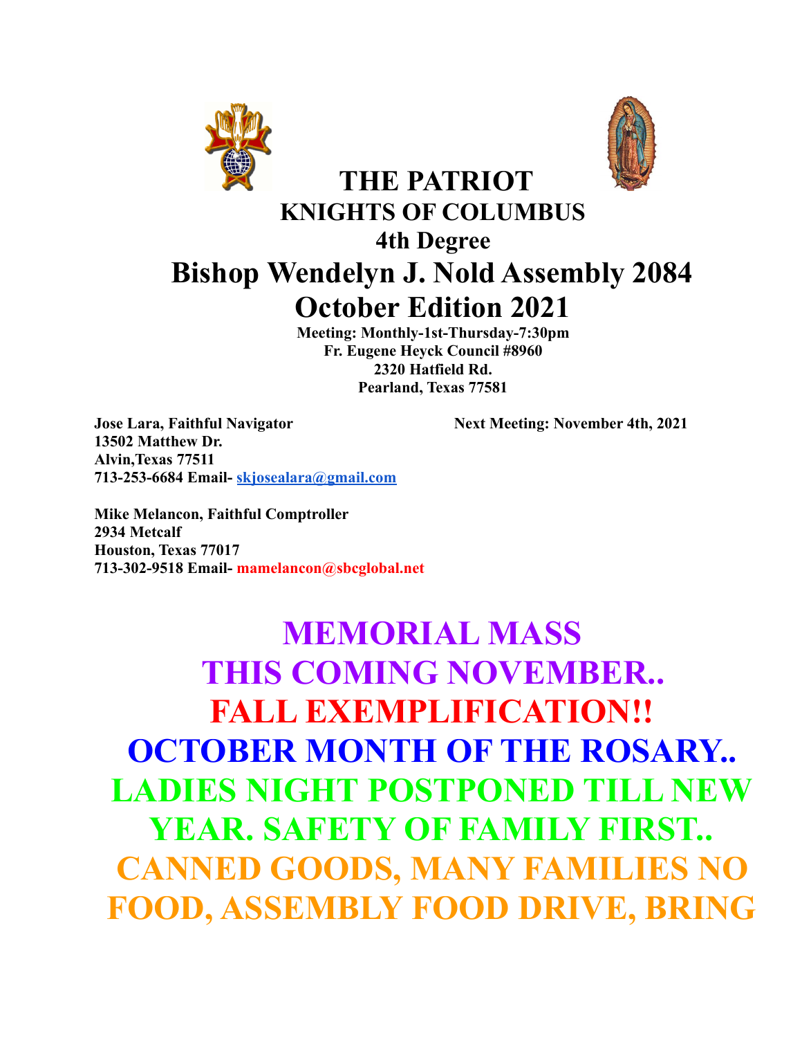# THE PATRIOT

## KNIGHTS OF COLUMBUS

### 4th Degree

## Bishop Wendelyn J. Nold Assembly 2084

## October Edition 2021

**Meeting: Monthly-1st-Thursday-7:30pm**
**Fr. Eugene Heyck Council #8960**
**2320 Hatfield Rd.**
**Pearland, Texas 77581**

**Jose Lara, Faithful Navigator**
**13502 Matthew Dr.**
**Alvin,Texas 77511**
**713-253-6684 Email- skjosealara@gmail.com**

**Next Meeting: November 4th, 2021**

**Mike Melancon, Faithful Comptroller**
**2934 Metcalf**
**Houston, Texas 77017**
**713-302-9518 Email- mamelancon@sbcglobal.net**

**MEMORIAL MASS THIS COMING NOVEMBER..**

**FALL EXEMPLIFICATION!!**

**OCTOBER MONTH OF THE ROSARY..**

**LADIES NIGHT POSTPONED TILL NEW YEAR. SAFETY OF FAMILY FIRST..**

**CANNED GOODS, MANY FAMILIES NO FOOD, ASSEMBLY FOOD DRIVE, BRING**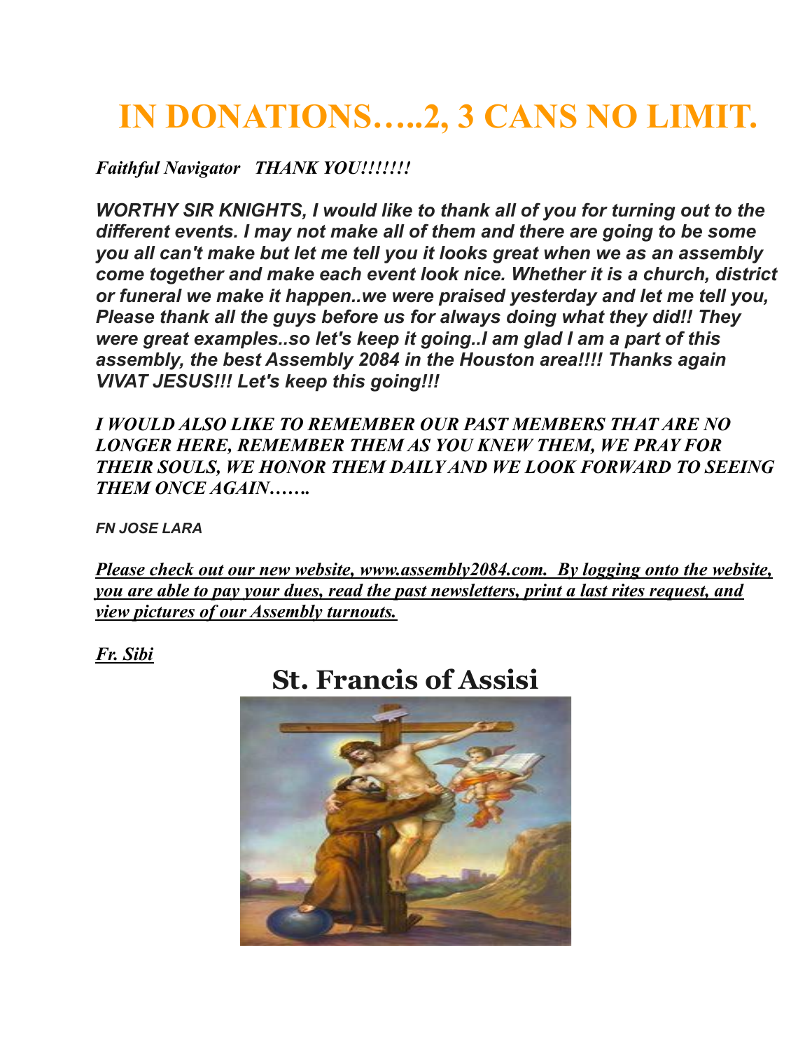# IN DONATIONS…..2, 3 CANS NO LIMIT.

***Faithful Navigator THANK YOU!!!!!!!***

***WORTHY SIR KNIGHTS, I would like to thank all of you for turning out to the different events. I may not make all of them and there are going to be some you all can't make but let me tell you it looks great when we as an assembly come together and make each event look nice. Whether it is a church, district or funeral we make it happen..we were praised yesterday and let me tell you, Please thank all the guys before us for always doing what they did!! They were great examples..so let's keep it going..I am glad I am a part of this assembly, the best Assembly 2084 in the Houston area!!!! Thanks again VIVAT JESUS!!! Let's keep this going!!!***

***I WOULD ALSO LIKE TO REMEMBER OUR PAST MEMBERS THAT ARE NO LONGER HERE, REMEMBER THEM AS YOU KNEW THEM, WE PRAY FOR THEIR SOULS, WE HONOR THEM DAILY AND WE LOOK FORWARD TO SEEING THEM ONCE AGAIN…….***

***FN JOSE LARA***

*<u>Please check out our new website, www.assembly2084.com. By logging onto the website, you are able to pay your dues, read the past newsletters, print a last rites request, and view pictures of our Assembly turnouts.</u>*

*<u>Fr. Sibi</u>*

## St. Francis of Assisi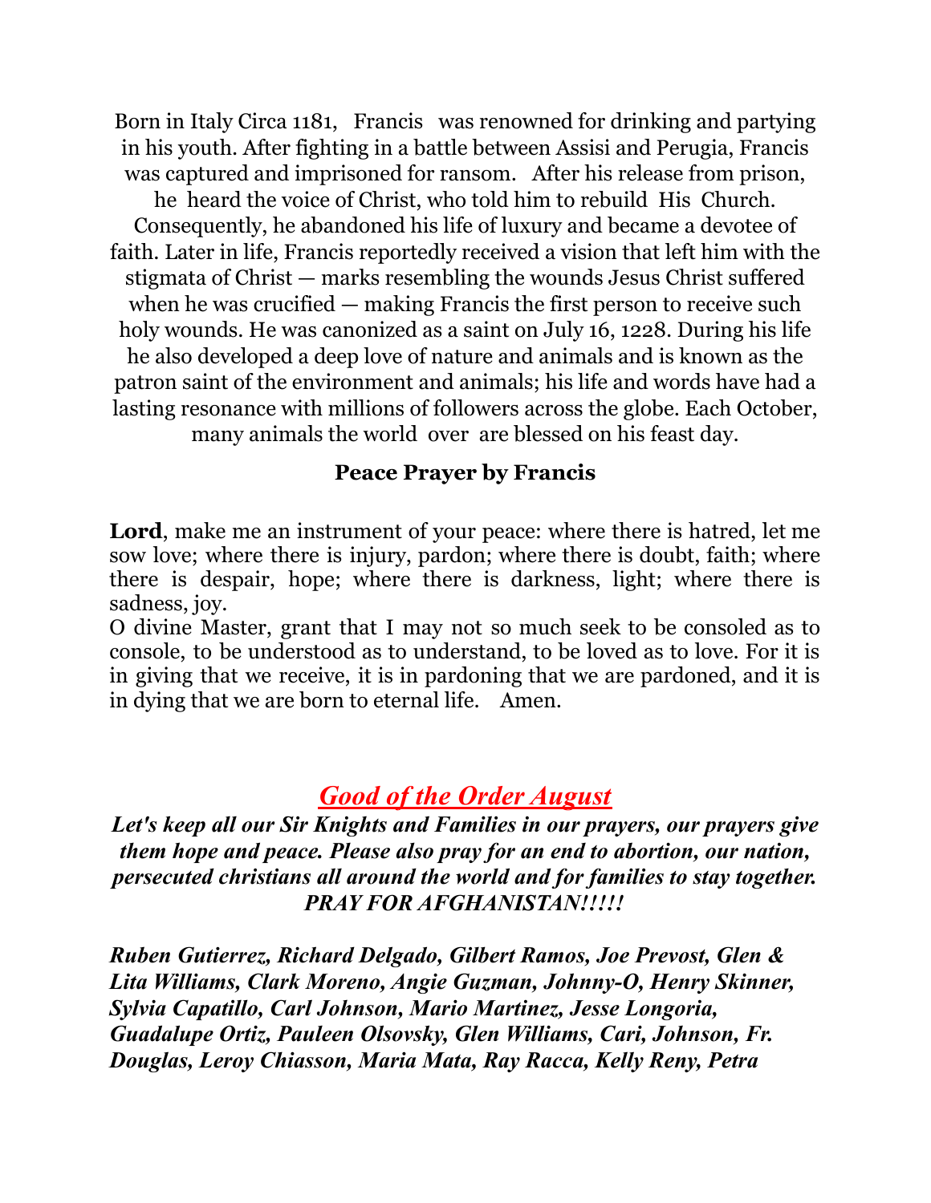Born in Italy Circa 1181, Francis was renowned for drinking and partying in his youth. After fighting in a battle between Assisi and Perugia, Francis was captured and imprisoned for ransom. After his release from prison, he heard the voice of Christ, who told him to rebuild His Church. Consequently, he abandoned his life of luxury and became a devotee of faith. Later in life, Francis reportedly received a vision that left him with the stigmata of Christ — marks resembling the wounds Jesus Christ suffered when he was crucified — making Francis the first person to receive such holy wounds. He was canonized as a saint on July 16, 1228. During his life he also developed a deep love of nature and animals and is known as the patron saint of the environment and animals; his life and words have had a lasting resonance with millions of followers across the globe. Each October, many animals the world over are blessed on his feast day.

**Peace Prayer by Francis**

**Lord**, make me an instrument of your peace: where there is hatred, let me sow love; where there is injury, pardon; where there is doubt, faith; where there is despair, hope; where there is darkness, light; where there is sadness, joy.
O divine Master, grant that I may not so much seek to be consoled as to console, to be understood as to understand, to be loved as to love. For it is in giving that we receive, it is in pardoning that we are pardoned, and it is in dying that we are born to eternal life. Amen.

## ***Good of the Order August***

***Let's keep all our Sir Knights and Families in our prayers, our prayers give them hope and peace. Please also pray for an end to abortion, our nation, persecuted christians all around the world and for families to stay together. PRAY FOR AFGHANISTAN!!!!!***

***Ruben Gutierrez, Richard Delgado, Gilbert Ramos, Joe Prevost, Glen & Lita Williams, Clark Moreno, Angie Guzman, Johnny-O, Henry Skinner, Sylvia Capatillo, Carl Johnson, Mario Martinez, Jesse Longoria, Guadalupe Ortiz, Pauleen Olsovsky, Glen Williams, Cari, Johnson, Fr. Douglas, Leroy Chiasson, Maria Mata, Ray Racca, Kelly Reny, Petra***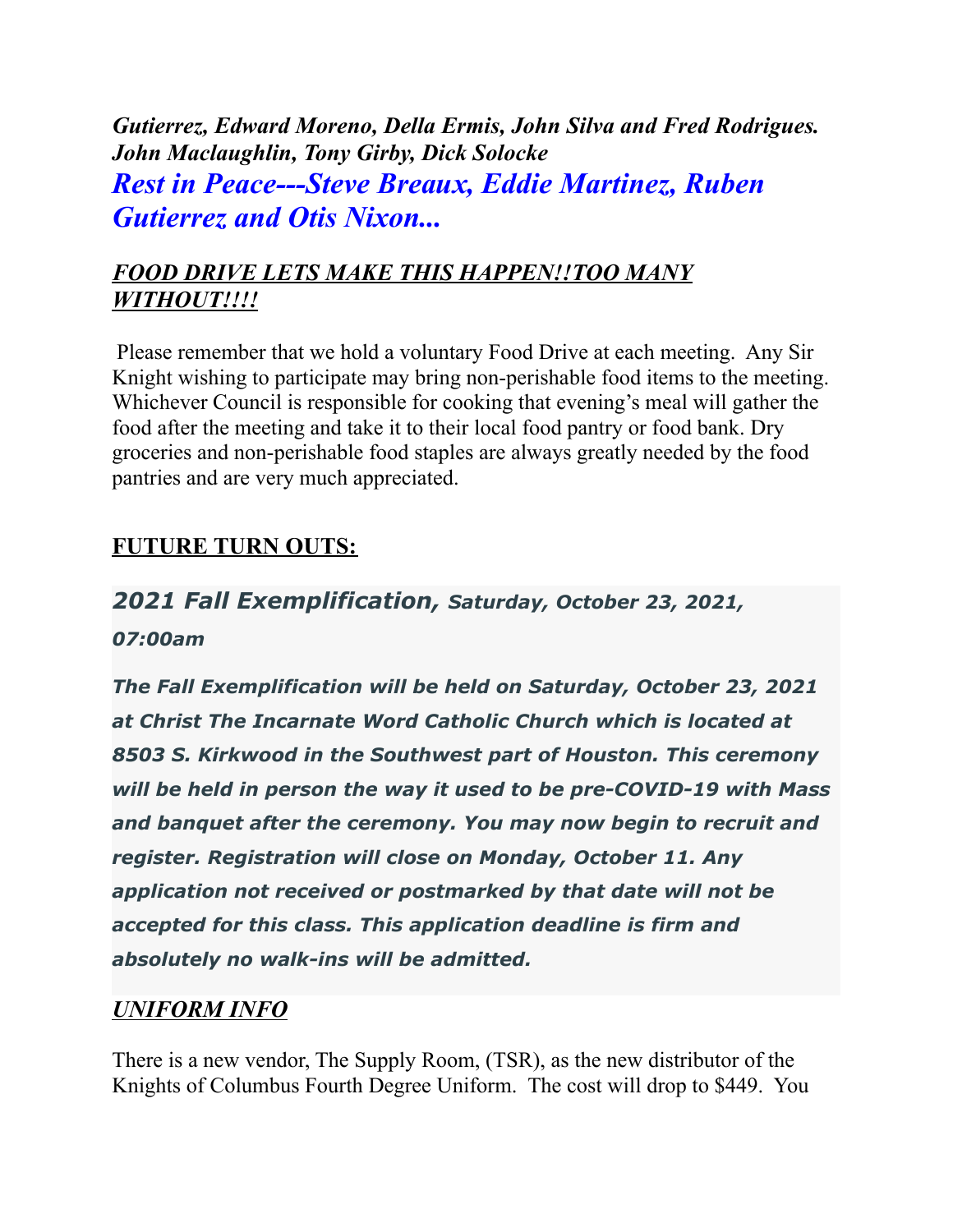***Gutierrez, Edward Moreno, Della Ermis, John Silva and Fred Rodrigues. John Maclaughlin, Tony Girby, Dick Solocke***

***Rest in Peace---Steve Breaux, Eddie Martinez, Ruben Gutierrez and Otis Nixon...***

***FOOD DRIVE LETS MAKE THIS HAPPEN!!TOO MANY WITHOUT!!!!***

Please remember that we hold a voluntary Food Drive at each meeting. Any Sir Knight wishing to participate may bring non-perishable food items to the meeting. Whichever Council is responsible for cooking that evening's meal will gather the food after the meeting and take it to their local food pantry or food bank. Dry groceries and non-perishable food staples are always greatly needed by the food pantries and are very much appreciated.

**FUTURE TURN OUTS:**

***2021 Fall Exemplification, Saturday, October 23, 2021, 07:00am***

***The Fall Exemplification will be held on Saturday, October 23, 2021 at Christ The Incarnate Word Catholic Church which is located at 8503 S. Kirkwood in the Southwest part of Houston. This ceremony will be held in person the way it used to be pre-COVID-19 with Mass and banquet after the ceremony. You may now begin to recruit and register. Registration will close on Monday, October 11. Any application not received or postmarked by that date will not be accepted for this class. This application deadline is firm and absolutely no walk-ins will be admitted.***

***UNIFORM INFO***

There is a new vendor, The Supply Room, (TSR), as the new distributor of the Knights of Columbus Fourth Degree Uniform. The cost will drop to $449. You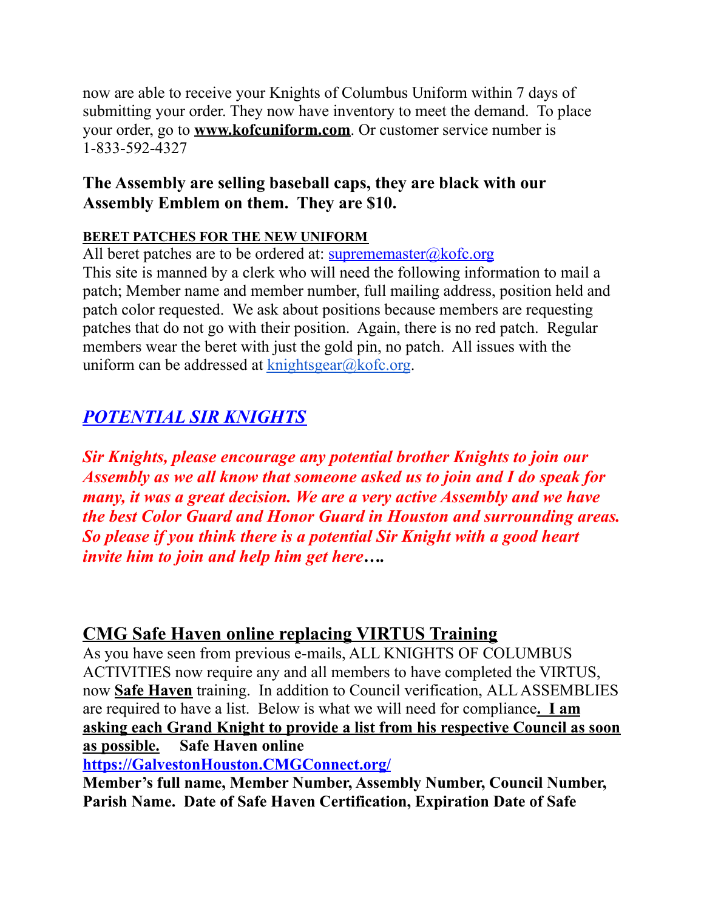now are able to receive your Knights of Columbus Uniform within 7 days of submitting your order. They now have inventory to meet the demand. To place your order, go to **www.kofcuniform.com**. Or customer service number is 1-833-592-4327

**The Assembly are selling baseball caps, they are black with our Assembly Emblem on them. They are $10.**

**BERET PATCHES FOR THE NEW UNIFORM**

All beret patches are to be ordered at: suprememaster@kofc.org
This site is manned by a clerk who will need the following information to mail a patch; Member name and member number, full mailing address, position held and patch color requested. We ask about positions because members are requesting patches that do not go with their position. Again, there is no red patch. Regular members wear the beret with just the gold pin, no patch. All issues with the uniform can be addressed at knightsgear@kofc.org.

## *POTENTIAL SIR KNIGHTS*

***Sir Knights, please encourage any potential brother Knights to join our Assembly as we all know that someone asked us to join and I do speak for many, it was a great decision. We are a very active Assembly and we have the best Color Guard and Honor Guard in Houston and surrounding areas. So please if you think there is a potential Sir Knight with a good heart invite him to join and help him get here….***

## CMG Safe Haven online replacing VIRTUS Training

As you have seen from previous e-mails, ALL KNIGHTS OF COLUMBUS ACTIVITIES now require any and all members to have completed the VIRTUS, now **Safe Haven** training. In addition to Council verification, ALL ASSEMBLIES are required to have a list. Below is what we will need for compliance**. I am asking each Grand Knight to provide a list from his respective Council as soon as possible.** **Safe Haven online**
**https://GalvestonHouston.CMGConnect.org/**
**Member's full name, Member Number, Assembly Number, Council Number, Parish Name. Date of Safe Haven Certification, Expiration Date of Safe**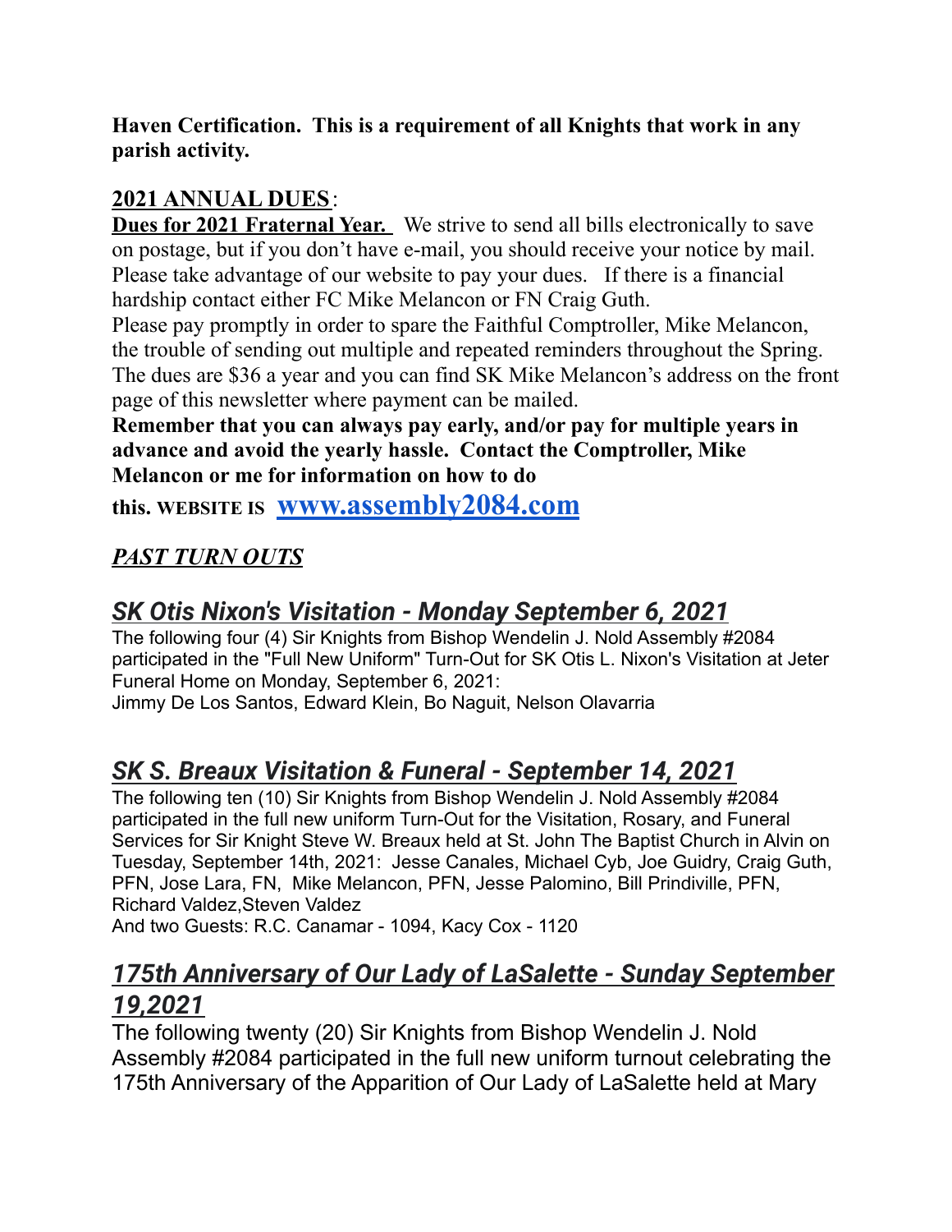**Haven Certification. This is a requirement of all Knights that work in any parish activity.**

## 2021 ANNUAL DUES:

**Dues for 2021 Fraternal Year.** We strive to send all bills electronically to save on postage, but if you don't have e-mail, you should receive your notice by mail. Please take advantage of our website to pay your dues. If there is a financial hardship contact either FC Mike Melancon or FN Craig Guth.

Please pay promptly in order to spare the Faithful Comptroller, Mike Melancon, the trouble of sending out multiple and repeated reminders throughout the Spring. The dues are $36 a year and you can find SK Mike Melancon's address on the front page of this newsletter where payment can be mailed.

**Remember that you can always pay early, and/or pay for multiple years in advance and avoid the yearly hassle. Contact the Comptroller, Mike Melancon or me for information on how to do this. WEBSITE IS [www.assembly2084.com](http://www.assembly2084.com)**

## *PAST TURN OUTS*

### *SK Otis Nixon's Visitation - Monday September 6, 2021*

The following four (4) Sir Knights from Bishop Wendelin J. Nold Assembly #2084 participated in the "Full New Uniform" Turn-Out for SK Otis L. Nixon's Visitation at Jeter Funeral Home on Monday, September 6, 2021:
Jimmy De Los Santos, Edward Klein, Bo Naguit, Nelson Olavarria

### *SK S. Breaux Visitation & Funeral - September 14, 2021*

The following ten (10) Sir Knights from Bishop Wendelin J. Nold Assembly #2084 participated in the full new uniform Turn-Out for the Visitation, Rosary, and Funeral Services for Sir Knight Steve W. Breaux held at St. John The Baptist Church in Alvin on Tuesday, September 14th, 2021: Jesse Canales, Michael Cyb, Joe Guidry, Craig Guth, PFN, Jose Lara, FN, Mike Melancon, PFN, Jesse Palomino, Bill Prindiville, PFN, Richard Valdez,Steven Valdez
And two Guests: R.C. Canamar - 1094, Kacy Cox - 1120

### *175th Anniversary of Our Lady of LaSalette - Sunday September 19,2021*

The following twenty (20) Sir Knights from Bishop Wendelin J. Nold Assembly #2084 participated in the full new uniform turnout celebrating the 175th Anniversary of the Apparition of Our Lady of LaSalette held at Mary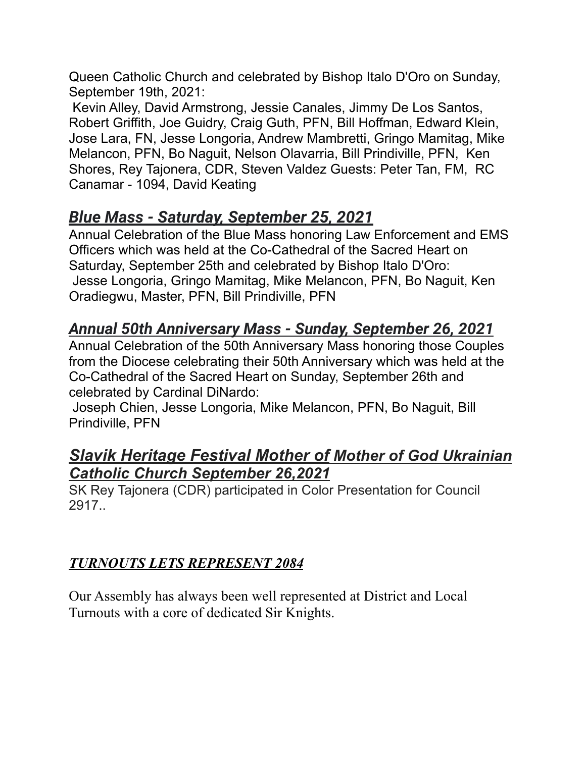Queen Catholic Church and celebrated by Bishop Italo D'Oro on Sunday, September 19th, 2021:
Kevin Alley, David Armstrong, Jessie Canales, Jimmy De Los Santos, Robert Griffith, Joe Guidry, Craig Guth, PFN, Bill Hoffman, Edward Klein, Jose Lara, FN, Jesse Longoria, Andrew Mambretti, Gringo Mamitag, Mike Melancon, PFN, Bo Naguit, Nelson Olavarria, Bill Prindiville, PFN, Ken Shores, Rey Tajonera, CDR, Steven Valdez Guests: Peter Tan, FM, RC Canamar - 1094, David Keating

## *Blue Mass - Saturday, September 25, 2021*

Annual Celebration of the Blue Mass honoring Law Enforcement and EMS Officers which was held at the Co-Cathedral of the Sacred Heart on Saturday, September 25th and celebrated by Bishop Italo D'Oro:
Jesse Longoria, Gringo Mamitag, Mike Melancon, PFN, Bo Naguit, Ken Oradiegwu, Master, PFN, Bill Prindiville, PFN

## *Annual 50th Anniversary Mass - Sunday, September 26, 2021*

Annual Celebration of the 50th Anniversary Mass honoring those Couples from the Diocese celebrating their 50th Anniversary which was held at the Co-Cathedral of the Sacred Heart on Sunday, September 26th and celebrated by Cardinal DiNardo:
Joseph Chien, Jesse Longoria, Mike Melancon, PFN, Bo Naguit, Bill Prindiville, PFN

## *Slavik Heritage Festival Mother of Mother of God Ukrainian Catholic Church September 26,2021*

SK Rey Tajonera (CDR) participated in Color Presentation for Council 2917..

## *TURNOUTS LETS REPRESENT 2084*

Our Assembly has always been well represented at District and Local Turnouts with a core of dedicated Sir Knights.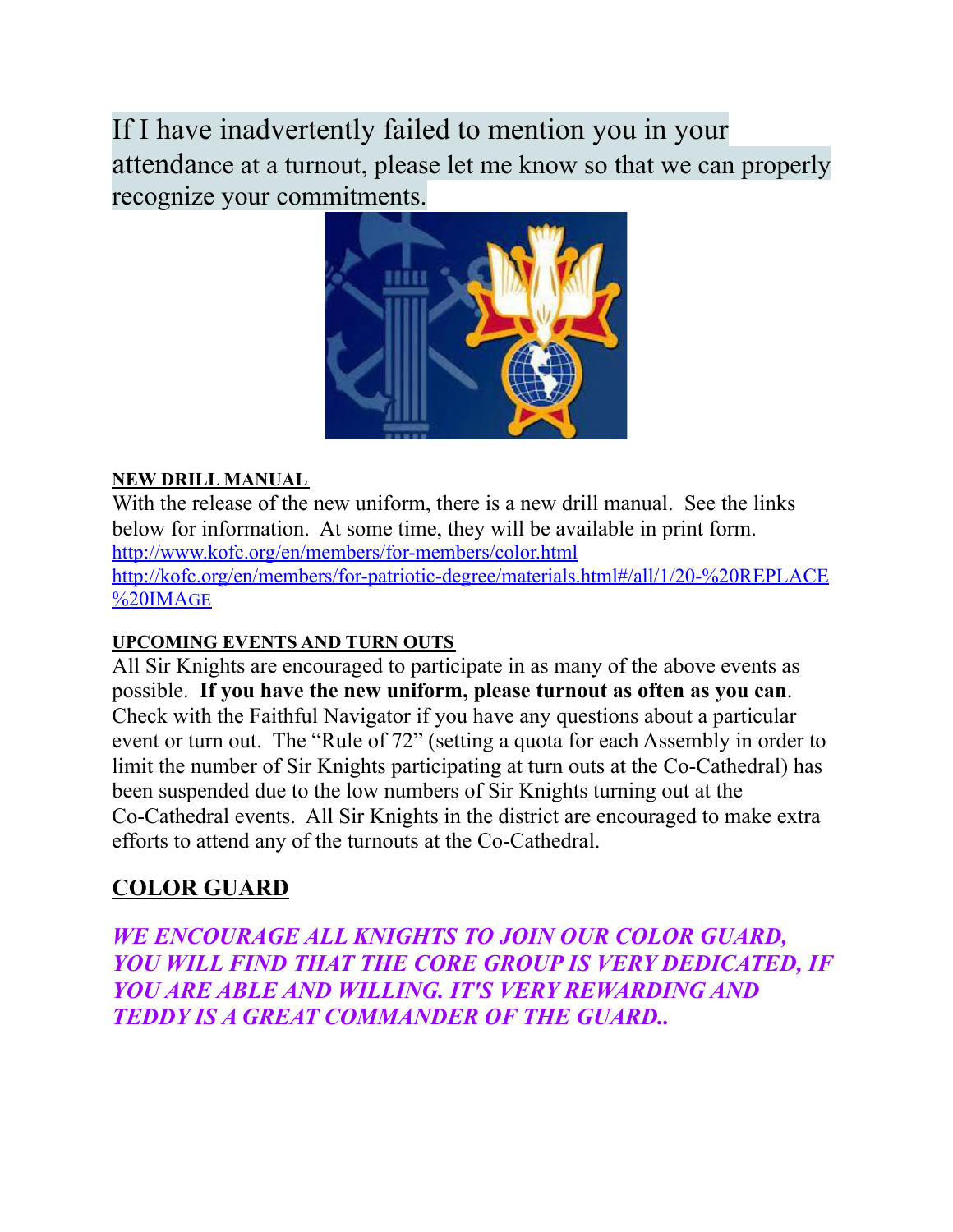If I have inadvertently failed to mention you in your attendance at a turnout, please let me know so that we can properly recognize your commitments.

**NEW DRILL MANUAL**

With the release of the new uniform, there is a new drill manual. See the links below for information. At some time, they will be available in print form.
http://www.kofc.org/en/members/for-members/color.html
http://kofc.org/en/members/for-patriotic-degree/materials.html#/all/1/20-%20REPLACE%20IMAGE

**UPCOMING EVENTS AND TURN OUTS**

All Sir Knights are encouraged to participate in as many of the above events as possible. **If you have the new uniform, please turnout as often as you can**. Check with the Faithful Navigator if you have any questions about a particular event or turn out. The "Rule of 72" (setting a quota for each Assembly in order to limit the number of Sir Knights participating at turn outs at the Co-Cathedral) has been suspended due to the low numbers of Sir Knights turning out at the Co-Cathedral events. All Sir Knights in the district are encouraged to make extra efforts to attend any of the turnouts at the Co-Cathedral.

## COLOR GUARD

***WE ENCOURAGE ALL KNIGHTS TO JOIN OUR COLOR GUARD, YOU WILL FIND THAT THE CORE GROUP IS VERY DEDICATED, IF YOU ARE ABLE AND WILLING. IT'S VERY REWARDING AND TEDDY IS A GREAT COMMANDER OF THE GUARD..***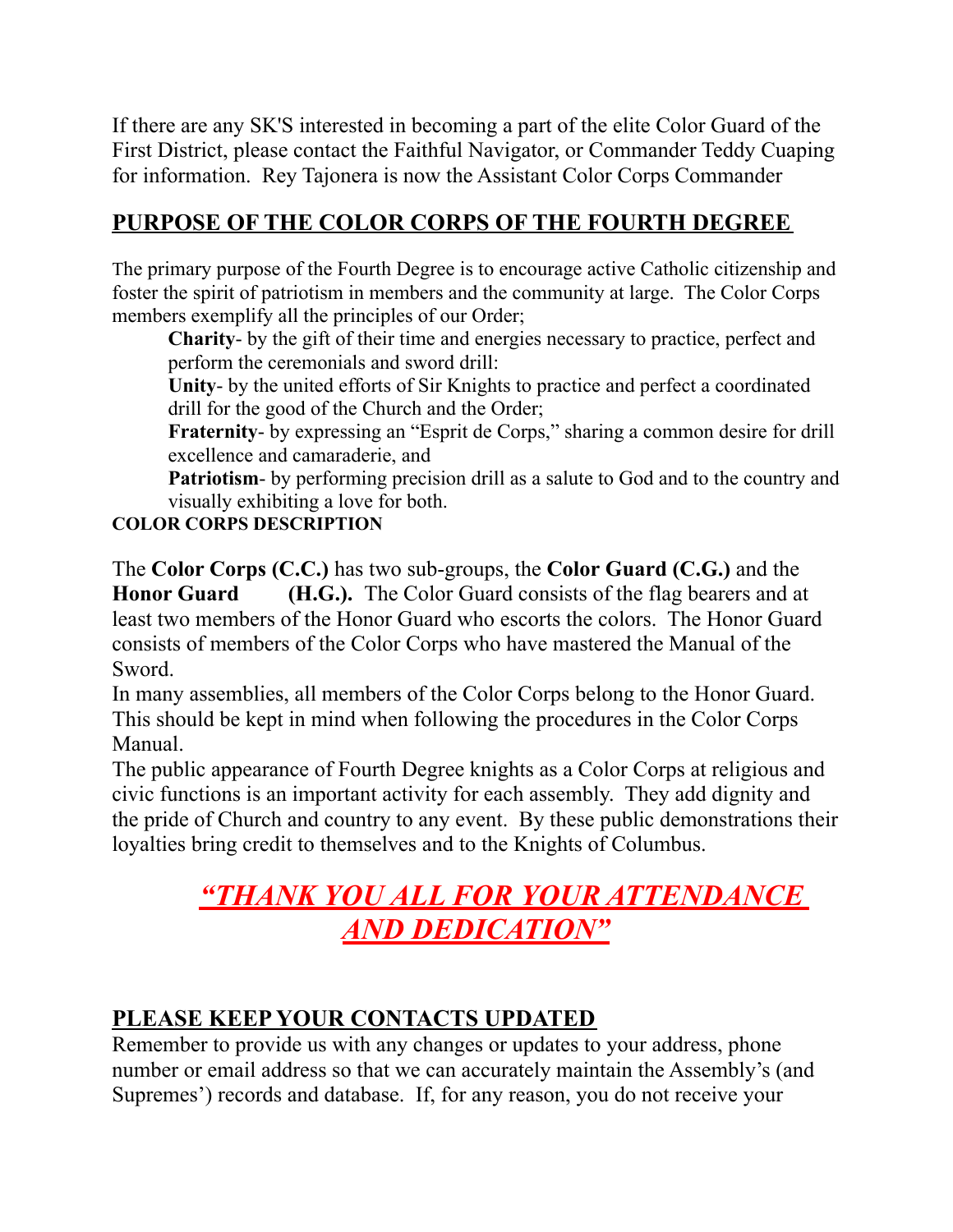If there are any SK'S interested in becoming a part of the elite Color Guard of the First District, please contact the Faithful Navigator, or Commander Teddy Cuaping for information. Rey Tajonera is now the Assistant Color Corps Commander

## PURPOSE OF THE COLOR CORPS OF THE FOURTH DEGREE

The primary purpose of the Fourth Degree is to encourage active Catholic citizenship and foster the spirit of patriotism in members and the community at large. The Color Corps members exemplify all the principles of our Order;

> **Charity**- by the gift of their time and energies necessary to practice, perfect and perform the ceremonials and sword drill:
>
> **Unity**- by the united efforts of Sir Knights to practice and perfect a coordinated drill for the good of the Church and the Order;
>
> **Fraternity**- by expressing an "Esprit de Corps," sharing a common desire for drill excellence and camaraderie, and
>
> **Patriotism**- by performing precision drill as a salute to God and to the country and visually exhibiting a love for both.

**COLOR CORPS DESCRIPTION**

The **Color Corps (C.C.)** has two sub-groups, the **Color Guard (C.G.)** and the **Honor Guard (H.G.).** The Color Guard consists of the flag bearers and at least two members of the Honor Guard who escorts the colors. The Honor Guard consists of members of the Color Corps who have mastered the Manual of the Sword.

In many assemblies, all members of the Color Corps belong to the Honor Guard. This should be kept in mind when following the procedures in the Color Corps Manual.

The public appearance of Fourth Degree knights as a Color Corps at religious and civic functions is an important activity for each assembly. They add dignity and the pride of Church and country to any event. By these public demonstrations their loyalties bring credit to themselves and to the Knights of Columbus.

***"THANK YOU ALL FOR YOUR ATTENDANCE AND DEDICATION"***

## PLEASE KEEP YOUR CONTACTS UPDATED

Remember to provide us with any changes or updates to your address, phone number or email address so that we can accurately maintain the Assembly's (and Supremes') records and database. If, for any reason, you do not receive your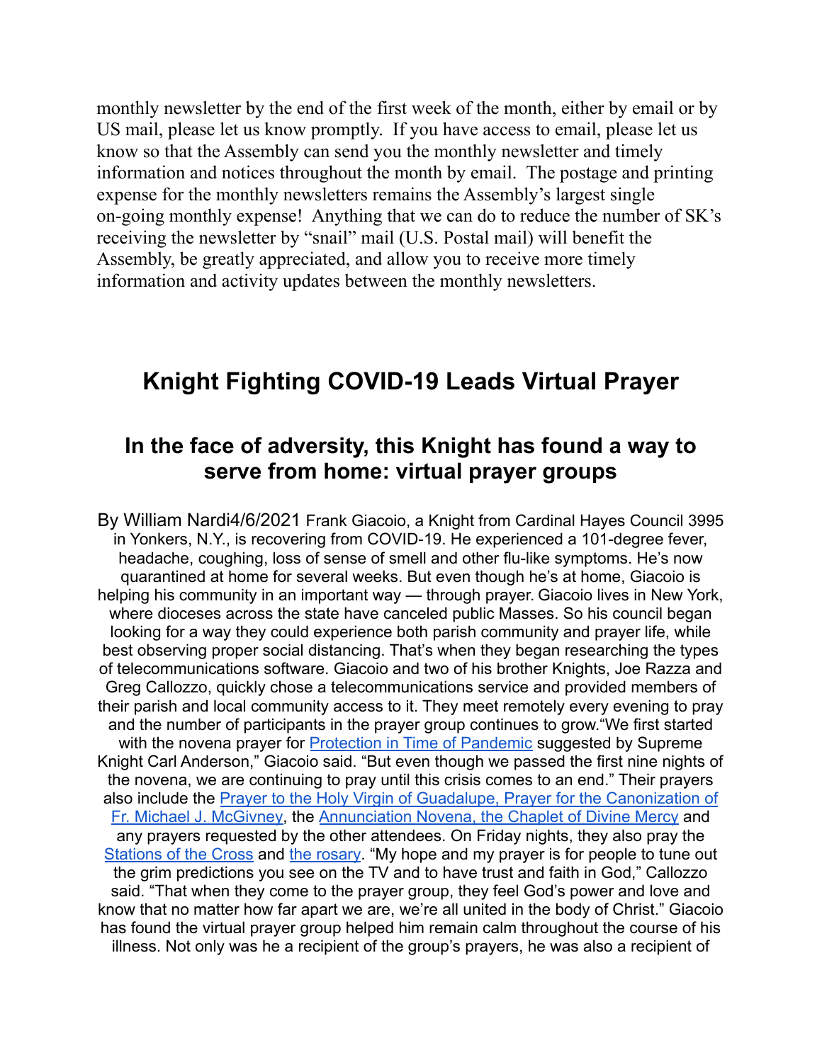monthly newsletter by the end of the first week of the month, either by email or by US mail, please let us know promptly. If you have access to email, please let us know so that the Assembly can send you the monthly newsletter and timely information and notices throughout the month by email. The postage and printing expense for the monthly newsletters remains the Assembly's largest single on-going monthly expense! Anything that we can do to reduce the number of SK's receiving the newsletter by "snail" mail (U.S. Postal mail) will benefit the Assembly, be greatly appreciated, and allow you to receive more timely information and activity updates between the monthly newsletters.

# Knight Fighting COVID-19 Leads Virtual Prayer

## In the face of adversity, this Knight has found a way to serve from home: virtual prayer groups

By William Nardi4/6/2021 Frank Giacoio, a Knight from Cardinal Hayes Council 3995 in Yonkers, N.Y., is recovering from COVID-19. He experienced a 101-degree fever, headache, coughing, loss of sense of smell and other flu-like symptoms. He's now quarantined at home for several weeks. But even though he's at home, Giacoio is helping his community in an important way — through prayer. Giacoio lives in New York, where dioceses across the state have canceled public Masses. So his council began looking for a way they could experience both parish community and prayer life, while best observing proper social distancing. That's when they began researching the types of telecommunications software. Giacoio and two of his brother Knights, Joe Razza and Greg Callozzo, quickly chose a telecommunications service and provided members of their parish and local community access to it. They meet remotely every evening to pray and the number of participants in the prayer group continues to grow."We first started with the novena prayer for Protection in Time of Pandemic suggested by Supreme Knight Carl Anderson," Giacoio said. "But even though we passed the first nine nights of the novena, we are continuing to pray until this crisis comes to an end." Their prayers also include the Prayer to the Holy Virgin of Guadalupe, Prayer for the Canonization of Fr. Michael J. McGivney, the Annunciation Novena, the Chaplet of Divine Mercy and any prayers requested by the other attendees. On Friday nights, they also pray the Stations of the Cross and the rosary. "My hope and my prayer is for people to tune out the grim predictions you see on the TV and to have trust and faith in God," Callozzo said. "That when they come to the prayer group, they feel God's power and love and know that no matter how far apart we are, we're all united in the body of Christ." Giacoio has found the virtual prayer group helped him remain calm throughout the course of his illness. Not only was he a recipient of the group's prayers, he was also a recipient of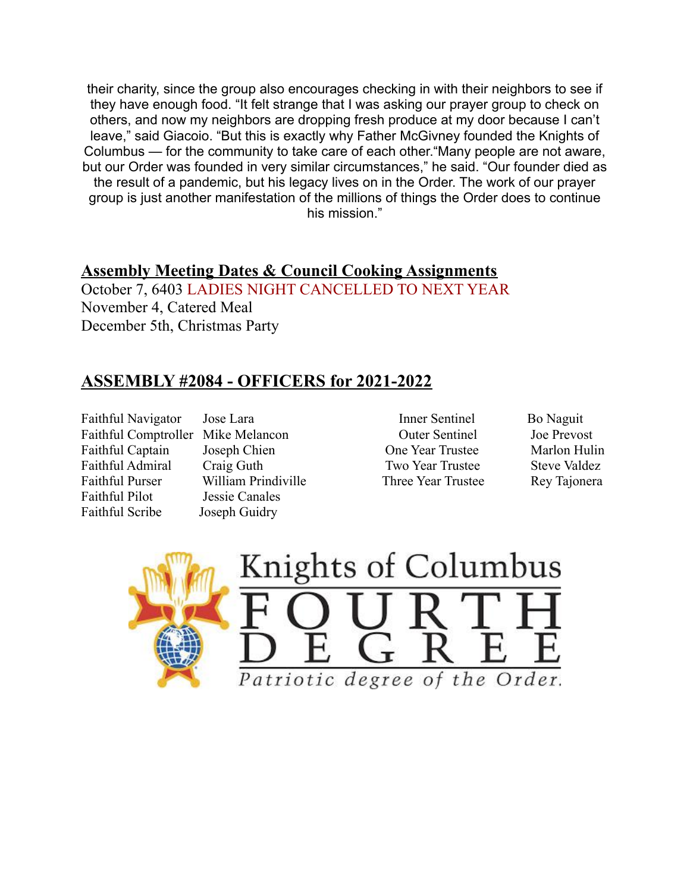their charity, since the group also encourages checking in with their neighbors to see if they have enough food. "It felt strange that I was asking our prayer group to check on others, and now my neighbors are dropping fresh produce at my door because I can't leave," said Giacoio. "But this is exactly why Father McGivney founded the Knights of Columbus — for the community to take care of each other."Many people are not aware, but our Order was founded in very similar circumstances," he said. "Our founder died as the result of a pandemic, but his legacy lives on in the Order. The work of our prayer group is just another manifestation of the millions of things the Order does to continue his mission."

## Assembly Meeting Dates & Council Cooking Assignments

October 7, 6403 LADIES NIGHT CANCELLED TO NEXT YEAR
November 4, Catered Meal
December 5th, Christmas Party

## ASSEMBLY #2084 - OFFICERS for 2021-2022

| | | | |
|---|---|---|---|
| Faithful Navigator | Jose Lara | Inner Sentinel | Bo Naguit |
| Faithful Comptroller | Mike Melancon | Outer Sentinel | Joe Prevost |
| Faithful Captain | Joseph Chien | One Year Trustee | Marlon Hulin |
| Faithful Admiral | Craig Guth | Two Year Trustee | Steve Valdez |
| Faithful Purser | William Prindiville | Three Year Trustee | Rey Tajonera |
| Faithful Pilot | Jessie Canales | | |
| Faithful Scribe | Joseph Guidry | | |

Knights of Columbus
FOURTH DEGREE
*Patriotic degree of the Order.*